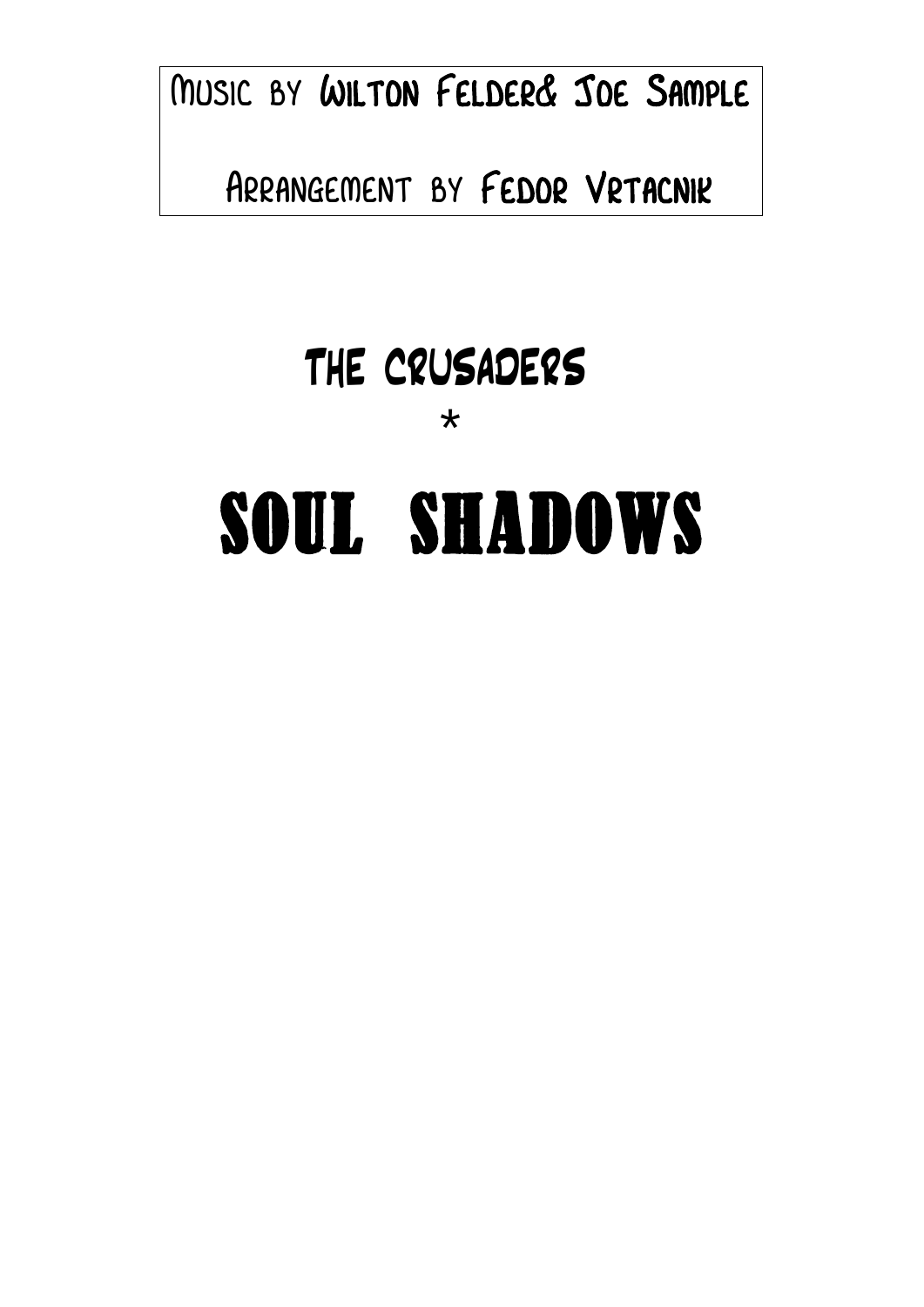Music by Wilton Felder& Joe Sample

Arrangement by Fedor Vrtacnik

## The Crusaders

*

# SOUL SHADOWS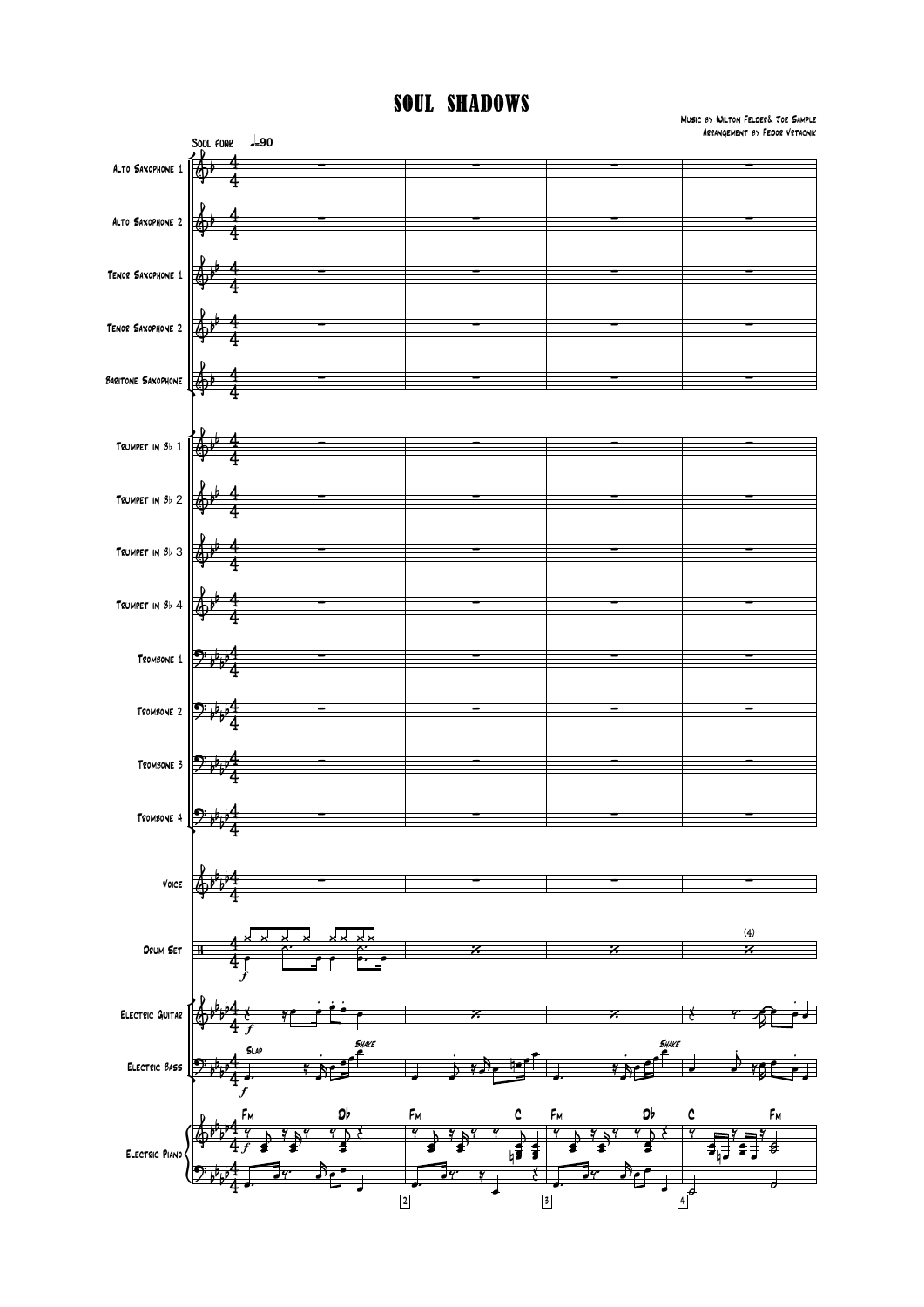# SOUL SHADOWS

Music by Wilton Felder& Joe Sample
Arrangement by Fedor Vrtacnik

Soul funk ♩=90

Alto Saxophone 1
Alto Saxophone 2
Tenor Saxophone 1
Tenor Saxophone 2
Baritone Saxophone
Trumpet in B♭ 1
Trumpet in B♭ 2
Trumpet in B♭ 3
Trumpet in B♭ 4
Trombone 1
Trombone 2
Trombone 3
Trombone 4
Voice
Drum Set
Electric Guitar
Electric Bass
Electric Piano

Slap
Shake
Shake

Fm Db Fm C Fm Db C Fm

(4)

2 3 4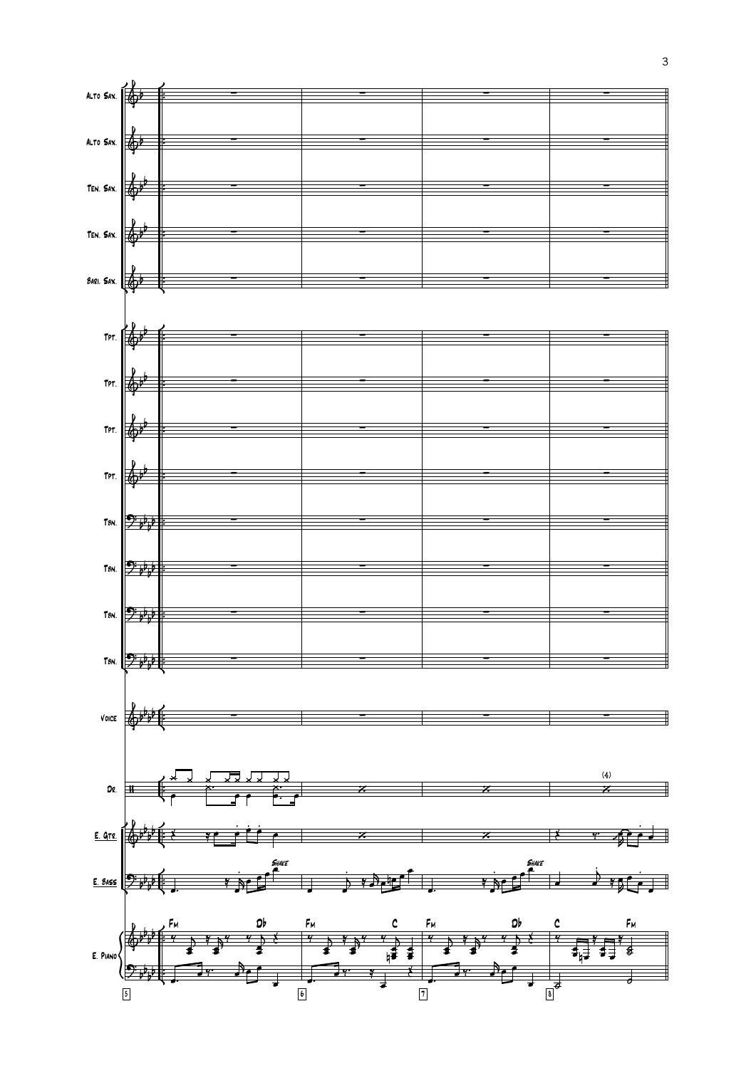Alto Sax.

Alto Sax.

Ten. Sax.

Ten. Sax.

Bari. Sax.

Tpt.

Tpt.

Tpt.

Tpt.

Tbn.

Tbn.

Tbn.

Tbn.

Voice

Dr.

(4)

E. Gtr.

E. Bass

Shake

Shake

E. Piano

Fm Db Fm C Fm Db C Fm

5 6 7 8